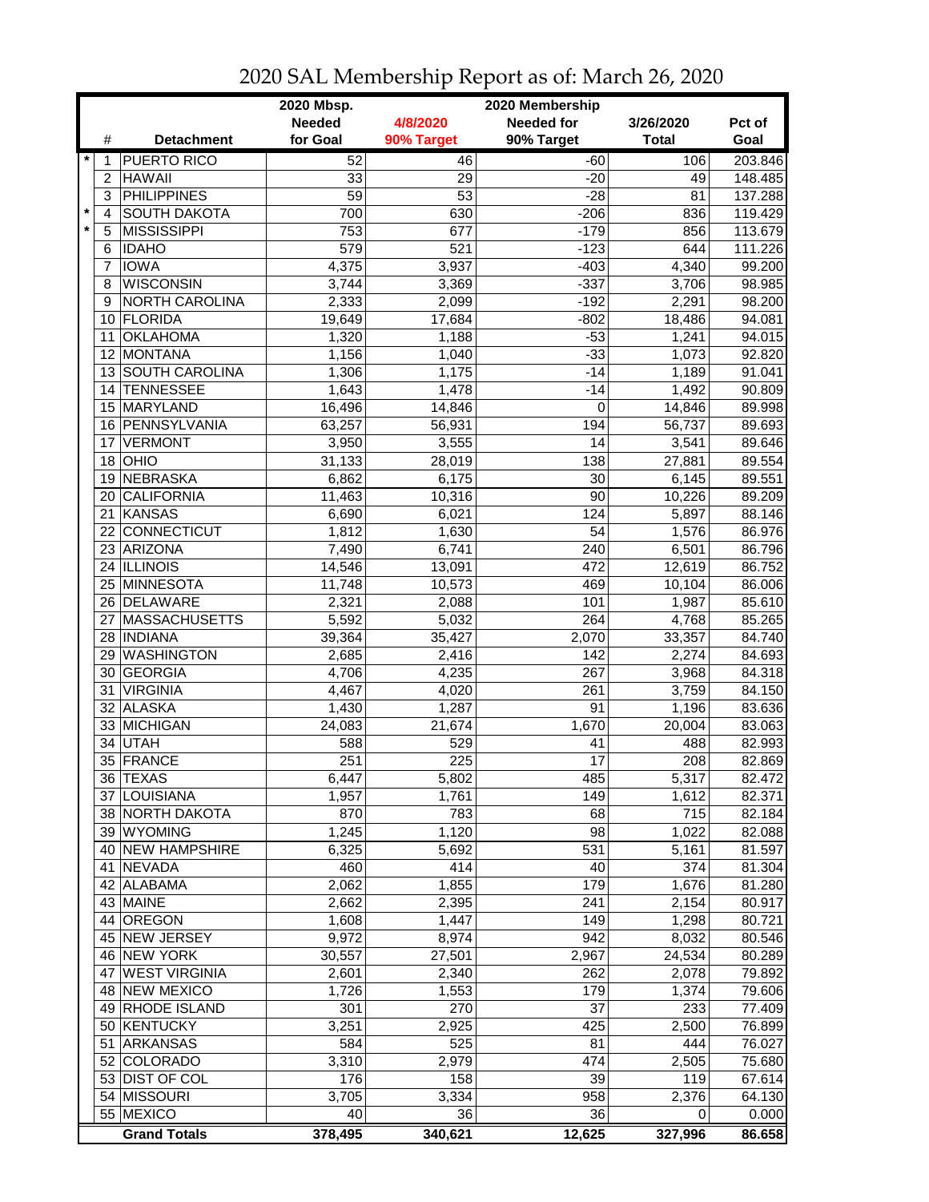# 2020 SAL Membership Report as of: March 26, 2020

| | # | Detachment | 2020 Mbsp. Needed for Goal | 4/8/2020 90% Target | 2020 Membership Needed for 90% Target | 3/26/2020 Total | Pct of Goal |
|---|---|---|---|---|---|---|---|
| * | 1 | PUERTO RICO | 52 | 46 | -60 | 106 | 203.846 |
| | 2 | HAWAII | 33 | 29 | -20 | 49 | 148.485 |
| | 3 | PHILIPPINES | 59 | 53 | -28 | 81 | 137.288 |
| * | 4 | SOUTH DAKOTA | 700 | 630 | -206 | 836 | 119.429 |
| * | 5 | MISSISSIPPI | 753 | 677 | -179 | 856 | 113.679 |
| | 6 | IDAHO | 579 | 521 | -123 | 644 | 111.226 |
| | 7 | IOWA | 4,375 | 3,937 | -403 | 4,340 | 99.200 |
| | 8 | WISCONSIN | 3,744 | 3,369 | -337 | 3,706 | 98.985 |
| | 9 | NORTH CAROLINA | 2,333 | 2,099 | -192 | 2,291 | 98.200 |
| | 10 | FLORIDA | 19,649 | 17,684 | -802 | 18,486 | 94.081 |
| | 11 | OKLAHOMA | 1,320 | 1,188 | -53 | 1,241 | 94.015 |
| | 12 | MONTANA | 1,156 | 1,040 | -33 | 1,073 | 92.820 |
| | 13 | SOUTH CAROLINA | 1,306 | 1,175 | -14 | 1,189 | 91.041 |
| | 14 | TENNESSEE | 1,643 | 1,478 | -14 | 1,492 | 90.809 |
| | 15 | MARYLAND | 16,496 | 14,846 | 0 | 14,846 | 89.998 |
| | 16 | PENNSYLVANIA | 63,257 | 56,931 | 194 | 56,737 | 89.693 |
| | 17 | VERMONT | 3,950 | 3,555 | 14 | 3,541 | 89.646 |
| | 18 | OHIO | 31,133 | 28,019 | 138 | 27,881 | 89.554 |
| | 19 | NEBRASKA | 6,862 | 6,175 | 30 | 6,145 | 89.551 |
| | 20 | CALIFORNIA | 11,463 | 10,316 | 90 | 10,226 | 89.209 |
| | 21 | KANSAS | 6,690 | 6,021 | 124 | 5,897 | 88.146 |
| | 22 | CONNECTICUT | 1,812 | 1,630 | 54 | 1,576 | 86.976 |
| | 23 | ARIZONA | 7,490 | 6,741 | 240 | 6,501 | 86.796 |
| | 24 | ILLINOIS | 14,546 | 13,091 | 472 | 12,619 | 86.752 |
| | 25 | MINNESOTA | 11,748 | 10,573 | 469 | 10,104 | 86.006 |
| | 26 | DELAWARE | 2,321 | 2,088 | 101 | 1,987 | 85.610 |
| | 27 | MASSACHUSETTS | 5,592 | 5,032 | 264 | 4,768 | 85.265 |
| | 28 | INDIANA | 39,364 | 35,427 | 2,070 | 33,357 | 84.740 |
| | 29 | WASHINGTON | 2,685 | 2,416 | 142 | 2,274 | 84.693 |
| | 30 | GEORGIA | 4,706 | 4,235 | 267 | 3,968 | 84.318 |
| | 31 | VIRGINIA | 4,467 | 4,020 | 261 | 3,759 | 84.150 |
| | 32 | ALASKA | 1,430 | 1,287 | 91 | 1,196 | 83.636 |
| | 33 | MICHIGAN | 24,083 | 21,674 | 1,670 | 20,004 | 83.063 |
| | 34 | UTAH | 588 | 529 | 41 | 488 | 82.993 |
| | 35 | FRANCE | 251 | 225 | 17 | 208 | 82.869 |
| | 36 | TEXAS | 6,447 | 5,802 | 485 | 5,317 | 82.472 |
| | 37 | LOUISIANA | 1,957 | 1,761 | 149 | 1,612 | 82.371 |
| | 38 | NORTH DAKOTA | 870 | 783 | 68 | 715 | 82.184 |
| | 39 | WYOMING | 1,245 | 1,120 | 98 | 1,022 | 82.088 |
| | 40 | NEW HAMPSHIRE | 6,325 | 5,692 | 531 | 5,161 | 81.597 |
| | 41 | NEVADA | 460 | 414 | 40 | 374 | 81.304 |
| | 42 | ALABAMA | 2,062 | 1,855 | 179 | 1,676 | 81.280 |
| | 43 | MAINE | 2,662 | 2,395 | 241 | 2,154 | 80.917 |
| | 44 | OREGON | 1,608 | 1,447 | 149 | 1,298 | 80.721 |
| | 45 | NEW JERSEY | 9,972 | 8,974 | 942 | 8,032 | 80.546 |
| | 46 | NEW YORK | 30,557 | 27,501 | 2,967 | 24,534 | 80.289 |
| | 47 | WEST VIRGINIA | 2,601 | 2,340 | 262 | 2,078 | 79.892 |
| | 48 | NEW MEXICO | 1,726 | 1,553 | 179 | 1,374 | 79.606 |
| | 49 | RHODE ISLAND | 301 | 270 | 37 | 233 | 77.409 |
| | 50 | KENTUCKY | 3,251 | 2,925 | 425 | 2,500 | 76.899 |
| | 51 | ARKANSAS | 584 | 525 | 81 | 444 | 76.027 |
| | 52 | COLORADO | 3,310 | 2,979 | 474 | 2,505 | 75.680 |
| | 53 | DIST OF COL | 176 | 158 | 39 | 119 | 67.614 |
| | 54 | MISSOURI | 3,705 | 3,334 | 958 | 2,376 | 64.130 |
| | 55 | MEXICO | 40 | 36 | 36 | 0 | 0.000 |
| | | **Grand Totals** | **378,495** | **340,621** | **12,625** | **327,996** | **86.658** |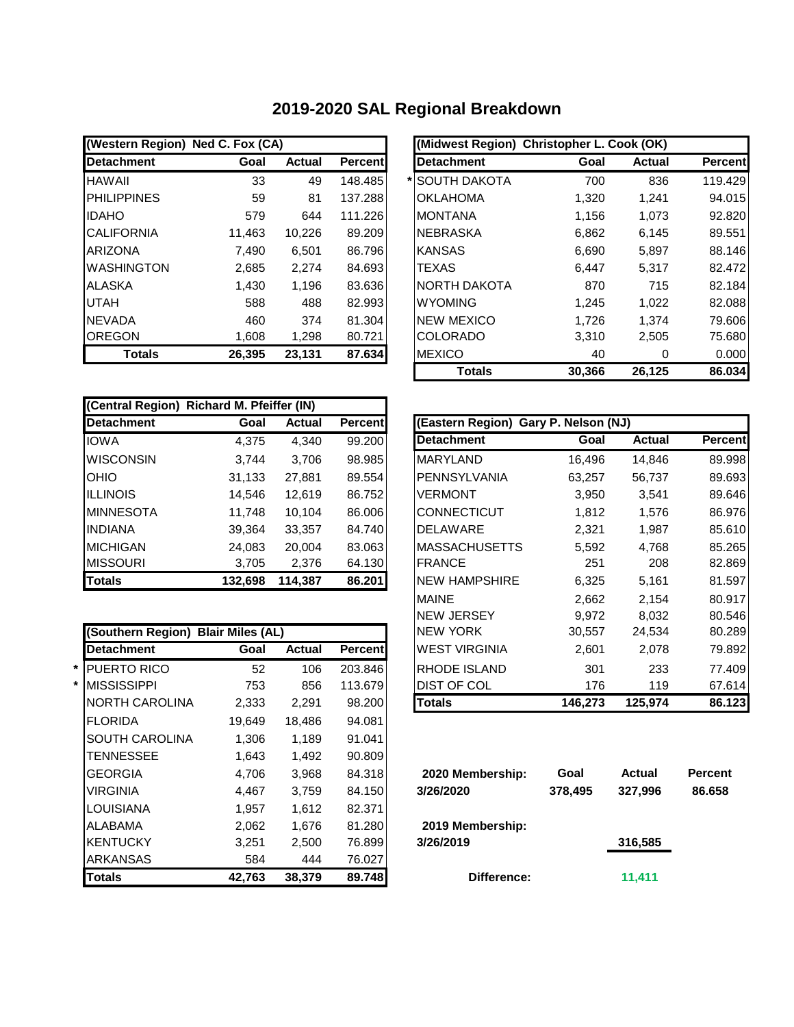# 2019-2020 SAL Regional Breakdown

| (Western Region) Ned C. Fox (CA) | | | |
|---|---|---|---|
| **Detachment** | **Goal** | **Actual** | **Percent** |
| HAWAII | 33 | 49 | 148.485 |
| PHILIPPINES | 59 | 81 | 137.288 |
| IDAHO | 579 | 644 | 111.226 |
| CALIFORNIA | 11,463 | 10,226 | 89.209 |
| ARIZONA | 7,490 | 6,501 | 86.796 |
| WASHINGTON | 2,685 | 2,274 | 84.693 |
| ALASKA | 1,430 | 1,196 | 83.636 |
| UTAH | 588 | 488 | 82.993 |
| NEVADA | 460 | 374 | 81.304 |
| OREGON | 1,608 | 1,298 | 80.721 |
| **Totals** | **26,395** | **23,131** | **87.634** |

| (Midwest Region) Christopher L. Cook (OK) | | | |
|---|---|---|---|
| **Detachment** | **Goal** | **Actual** | **Percent** |
| * SOUTH DAKOTA | 700 | 836 | 119.429 |
| OKLAHOMA | 1,320 | 1,241 | 94.015 |
| MONTANA | 1,156 | 1,073 | 92.820 |
| NEBRASKA | 6,862 | 6,145 | 89.551 |
| KANSAS | 6,690 | 5,897 | 88.146 |
| TEXAS | 6,447 | 5,317 | 82.472 |
| NORTH DAKOTA | 870 | 715 | 82.184 |
| WYOMING | 1,245 | 1,022 | 82.088 |
| NEW MEXICO | 1,726 | 1,374 | 79.606 |
| COLORADO | 3,310 | 2,505 | 75.680 |
| MEXICO | 40 | 0 | 0.000 |
| **Totals** | **30,366** | **26,125** | **86.034** |

| (Central Region) Richard M. Pfeiffer (IN) | | | |
|---|---|---|---|
| **Detachment** | **Goal** | **Actual** | **Percent** |
| IOWA | 4,375 | 4,340 | 99.200 |
| WISCONSIN | 3,744 | 3,706 | 98.985 |
| OHIO | 31,133 | 27,881 | 89.554 |
| ILLINOIS | 14,546 | 12,619 | 86.752 |
| MINNESOTA | 11,748 | 10,104 | 86.006 |
| INDIANA | 39,364 | 33,357 | 84.740 |
| MICHIGAN | 24,083 | 20,004 | 83.063 |
| MISSOURI | 3,705 | 2,376 | 64.130 |
| **Totals** | **132,698** | **114,387** | **86.201** |

| (Eastern Region) Gary P. Nelson (NJ) | | | |
|---|---|---|---|
| **Detachment** | **Goal** | **Actual** | **Percent** |
| MARYLAND | 16,496 | 14,846 | 89.998 |
| PENNSYLVANIA | 63,257 | 56,737 | 89.693 |
| VERMONT | 3,950 | 3,541 | 89.646 |
| CONNECTICUT | 1,812 | 1,576 | 86.976 |
| DELAWARE | 2,321 | 1,987 | 85.610 |
| MASSACHUSETTS | 5,592 | 4,768 | 85.265 |
| FRANCE | 251 | 208 | 82.869 |
| NEW HAMPSHIRE | 6,325 | 5,161 | 81.597 |
| MAINE | 2,662 | 2,154 | 80.917 |
| NEW JERSEY | 9,972 | 8,032 | 80.546 |
| NEW YORK | 30,557 | 24,534 | 80.289 |
| WEST VIRGINIA | 2,601 | 2,078 | 79.892 |
| RHODE ISLAND | 301 | 233 | 77.409 |
| DIST OF COL | 176 | 119 | 67.614 |
| **Totals** | **146,273** | **125,974** | **86.123** |

| (Southern Region) Blair Miles (AL) | | | |
|---|---|---|---|
| **Detachment** | **Goal** | **Actual** | **Percent** |
| * PUERTO RICO | 52 | 106 | 203.846 |
| * MISSISSIPPI | 753 | 856 | 113.679 |
| NORTH CAROLINA | 2,333 | 2,291 | 98.200 |
| FLORIDA | 19,649 | 18,486 | 94.081 |
| SOUTH CAROLINA | 1,306 | 1,189 | 91.041 |
| TENNESSEE | 1,643 | 1,492 | 90.809 |
| GEORGIA | 4,706 | 3,968 | 84.318 |
| VIRGINIA | 4,467 | 3,759 | 84.150 |
| LOUISIANA | 1,957 | 1,612 | 82.371 |
| ALABAMA | 2,062 | 1,676 | 81.280 |
| KENTUCKY | 3,251 | 2,500 | 76.899 |
| ARKANSAS | 584 | 444 | 76.027 |
| **Totals** | **42,763** | **38,379** | **89.748** |

| | | | |
|---|---|---|---|
| **2020 Membership:** | **Goal** | **Actual** | **Percent** |
| **3/26/2020** | **378,495** | **327,996** | **86.658** |
| **2019 Membership:** | | | |
| **3/26/2019** | | **316,585** | |
| **Difference:** | | **11,411** | |